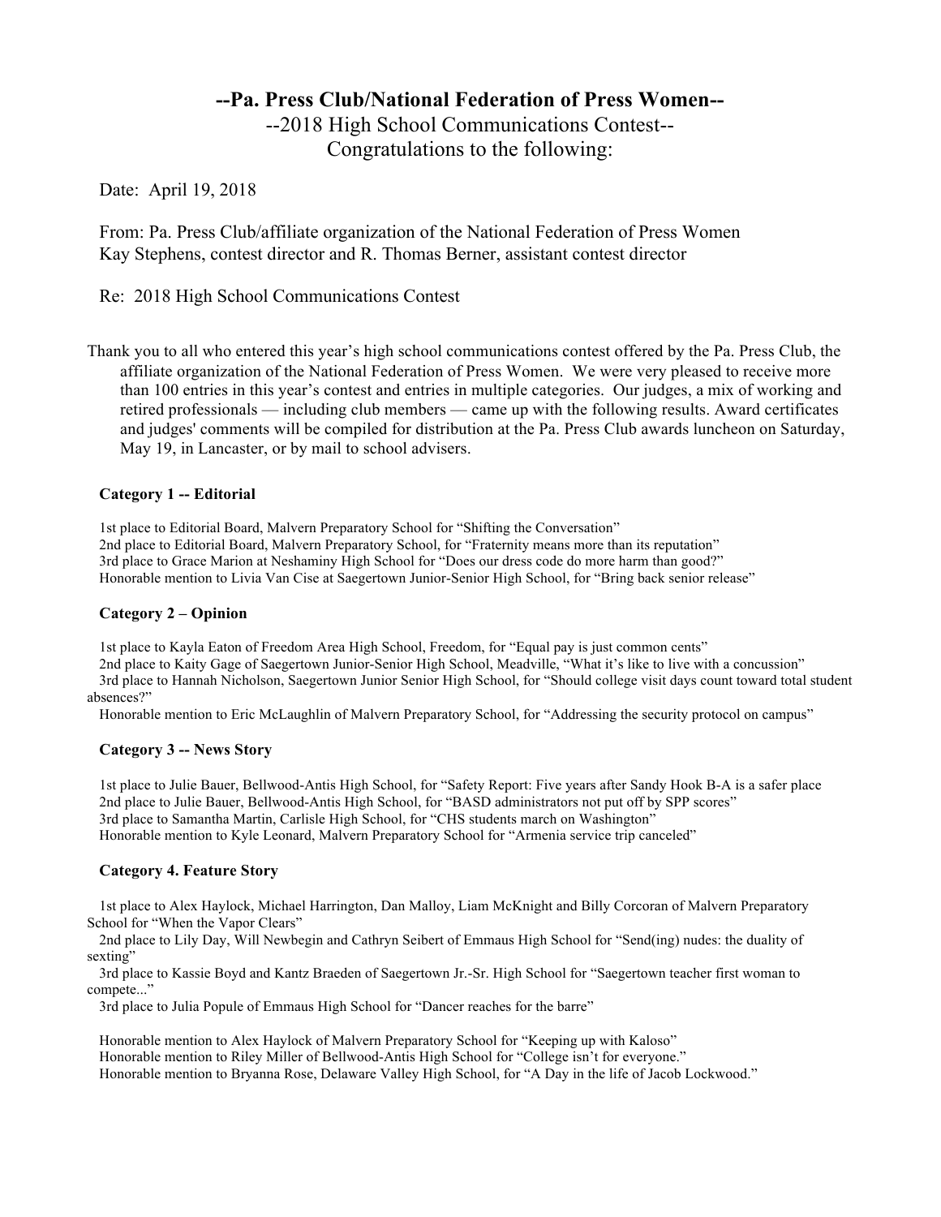# --Pa. Press Club/National Federation of Press Women--

## --2018 High School Communications Contest--

## Congratulations to the following:

Date: April 19, 2018

From: Pa. Press Club/affiliate organization of the National Federation of Press Women
Kay Stephens, contest director and R. Thomas Berner, assistant contest director

Re: 2018 High School Communications Contest

Thank you to all who entered this year's high school communications contest offered by the Pa. Press Club, the affiliate organization of the National Federation of Press Women. We were very pleased to receive more than 100 entries in this year's contest and entries in multiple categories. Our judges, a mix of working and retired professionals — including club members — came up with the following results. Award certificates and judges' comments will be compiled for distribution at the Pa. Press Club awards luncheon on Saturday, May 19, in Lancaster, or by mail to school advisers.

### Category 1 -- Editorial

1st place to Editorial Board, Malvern Preparatory School for "Shifting the Conversation"
2nd place to Editorial Board, Malvern Preparatory School, for "Fraternity means more than its reputation"
3rd place to Grace Marion at Neshaminy High School for "Does our dress code do more harm than good?"
Honorable mention to Livia Van Cise at Saegertown Junior-Senior High School, for "Bring back senior release"

### Category 2 – Opinion

1st place to Kayla Eaton of Freedom Area High School, Freedom, for "Equal pay is just common cents"
2nd place to Kaity Gage of Saegertown Junior-Senior High School, Meadville, "What it's like to live with a concussion"
3rd place to Hannah Nicholson, Saegertown Junior Senior High School, for "Should college visit days count toward total student absences?"
Honorable mention to Eric McLaughlin of Malvern Preparatory School, for "Addressing the security protocol on campus"

### Category 3 -- News Story

1st place to Julie Bauer, Bellwood-Antis High School, for "Safety Report: Five years after Sandy Hook B-A is a safer place
2nd place to Julie Bauer, Bellwood-Antis High School, for "BASD administrators not put off by SPP scores"
3rd place to Samantha Martin, Carlisle High School, for "CHS students march on Washington"
Honorable mention to Kyle Leonard, Malvern Preparatory School for "Armenia service trip canceled"

### Category 4. Feature Story

1st place to Alex Haylock, Michael Harrington, Dan Malloy, Liam McKnight and Billy Corcoran of Malvern Preparatory School for "When the Vapor Clears"
2nd place to Lily Day, Will Newbegin and Cathryn Seibert of Emmaus High School for "Send(ing) nudes: the duality of sexting"
3rd place to Kassie Boyd and Kantz Braeden of Saegertown Jr.-Sr. High School for "Saegertown teacher first woman to compete..."
3rd place to Julia Popule of Emmaus High School for "Dancer reaches for the barre"

Honorable mention to Alex Haylock of Malvern Preparatory School for "Keeping up with Kaloso"
Honorable mention to Riley Miller of Bellwood-Antis High School for "College isn't for everyone."
Honorable mention to Bryanna Rose, Delaware Valley High School, for "A Day in the life of Jacob Lockwood."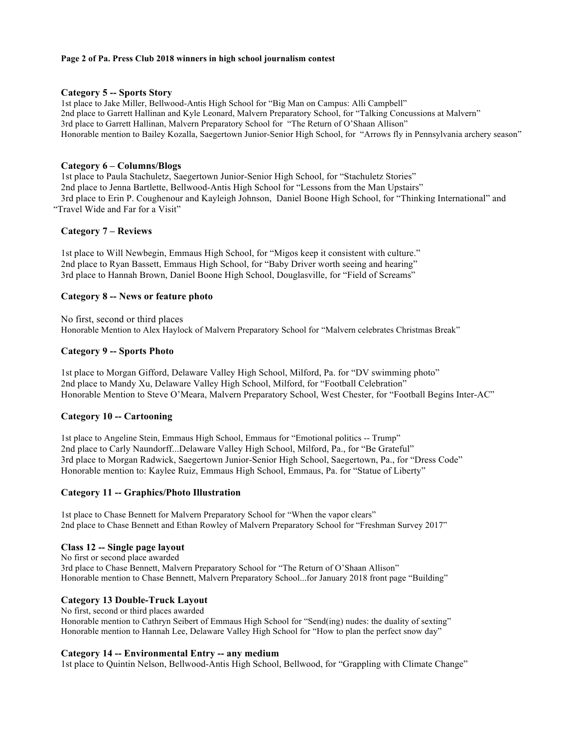**Page 2 of Pa. Press Club 2018 winners in high school journalism contest**

**Category 5 -- Sports Story**

1st place to Jake Miller, Bellwood-Antis High School for "Big Man on Campus: Alli Campbell"
2nd place to Garrett Hallinan and Kyle Leonard, Malvern Preparatory School, for "Talking Concussions at Malvern"
3rd place to Garrett Hallinan, Malvern Preparatory School for "The Return of O'Shaan Allison"
Honorable mention to Bailey Kozalla, Saegertown Junior-Senior High School, for "Arrows fly in Pennsylvania archery season"

**Category 6 – Columns/Blogs**

1st place to Paula Stachuletz, Saegertown Junior-Senior High School, for "Stachuletz Stories"
2nd place to Jenna Bartlette, Bellwood-Antis High School for "Lessons from the Man Upstairs"
3rd place to Erin P. Coughenour and Kayleigh Johnson, Daniel Boone High School, for "Thinking International" and "Travel Wide and Far for a Visit"

**Category 7 – Reviews**

1st place to Will Newbegin, Emmaus High School, for "Migos keep it consistent with culture."
2nd place to Ryan Bassett, Emmaus High School, for "Baby Driver worth seeing and hearing"
3rd place to Hannah Brown, Daniel Boone High School, Douglasville, for "Field of Screams"

**Category 8 -- News or feature photo**

No first, second or third places
Honorable Mention to Alex Haylock of Malvern Preparatory School for "Malvern celebrates Christmas Break"

**Category 9 -- Sports Photo**

1st place to Morgan Gifford, Delaware Valley High School, Milford, Pa. for "DV swimming photo"
2nd place to Mandy Xu, Delaware Valley High School, Milford, for "Football Celebration"
Honorable Mention to Steve O'Meara, Malvern Preparatory School, West Chester, for "Football Begins Inter-AC"

**Category 10 -- Cartooning**

1st place to Angeline Stein, Emmaus High School, Emmaus for "Emotional politics -- Trump"
2nd place to Carly Naundorff...Delaware Valley High School, Milford, Pa., for "Be Grateful"
3rd place to Morgan Radwick, Saegertown Junior-Senior High School, Saegertown, Pa., for "Dress Code"
Honorable mention to: Kaylee Ruiz, Emmaus High School, Emmaus, Pa. for "Statue of Liberty"

**Category 11 -- Graphics/Photo Illustration**

1st place to Chase Bennett for Malvern Preparatory School for "When the vapor clears"
2nd place to Chase Bennett and Ethan Rowley of Malvern Preparatory School for "Freshman Survey 2017"

**Class 12 -- Single page layout**

No first or second place awarded
3rd place to Chase Bennett, Malvern Preparatory School for "The Return of O'Shaan Allison"
Honorable mention to Chase Bennett, Malvern Preparatory School...for January 2018 front page "Building"

**Category 13 Double-Truck Layout**

No first, second or third places awarded
Honorable mention to Cathryn Seibert of Emmaus High School for "Send(ing) nudes: the duality of sexting"
Honorable mention to Hannah Lee, Delaware Valley High School for "How to plan the perfect snow day"

**Category 14 -- Environmental Entry -- any medium**

1st place to Quintin Nelson, Bellwood-Antis High School, Bellwood, for "Grappling with Climate Change"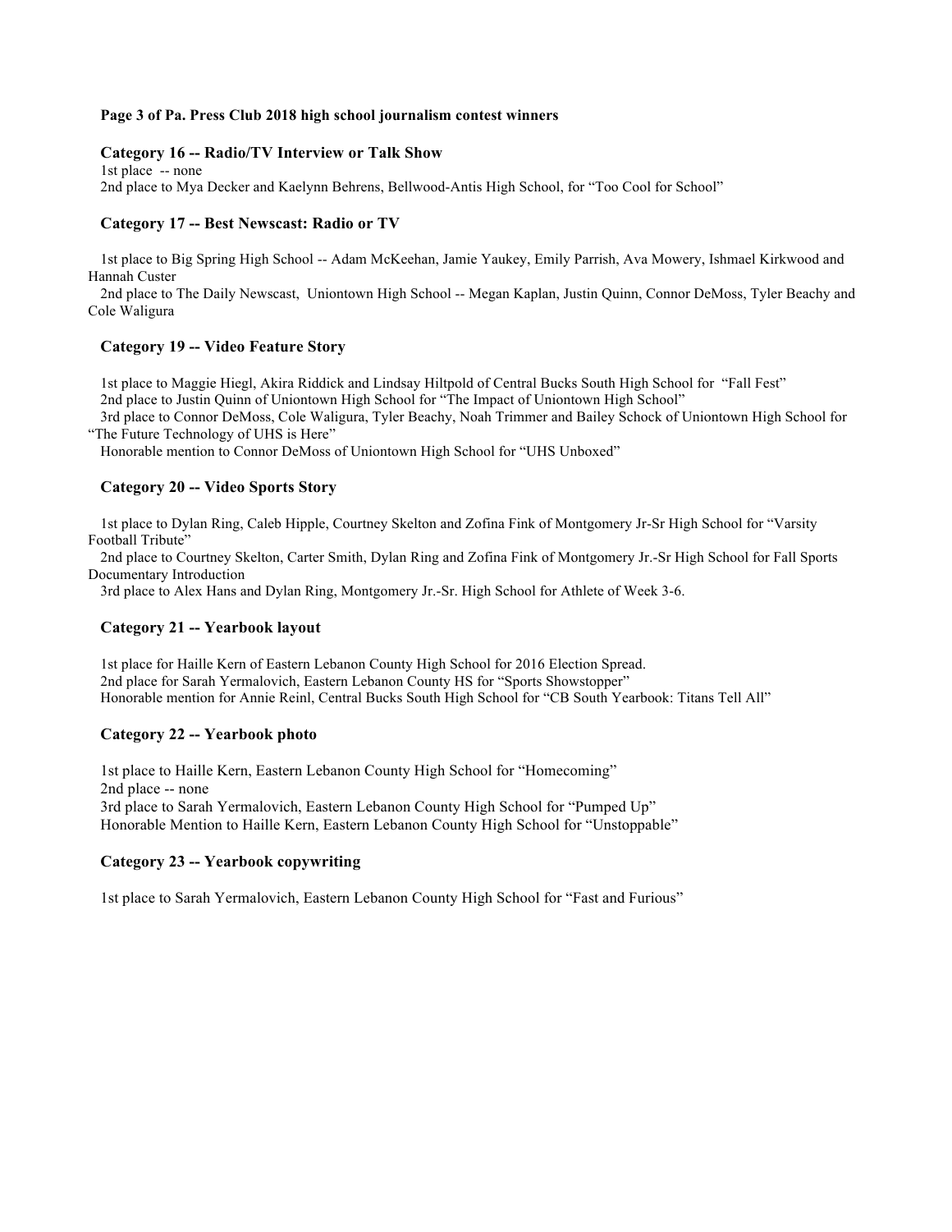**Page 3 of Pa. Press Club 2018 high school journalism contest winners**

### Category 16 -- Radio/TV Interview or Talk Show

1st place -- none
2nd place to Mya Decker and Kaelynn Behrens, Bellwood-Antis High School, for "Too Cool for School"

### Category 17 -- Best Newscast: Radio or TV

1st place to Big Spring High School -- Adam McKeehan, Jamie Yaukey, Emily Parrish, Ava Mowery, Ishmael Kirkwood and Hannah Custer
2nd place to The Daily Newscast, Uniontown High School -- Megan Kaplan, Justin Quinn, Connor DeMoss, Tyler Beachy and Cole Waligura

### Category 19 -- Video Feature Story

1st place to Maggie Hiegl, Akira Riddick and Lindsay Hiltpold of Central Bucks South High School for "Fall Fest"
2nd place to Justin Quinn of Uniontown High School for "The Impact of Uniontown High School"
3rd place to Connor DeMoss, Cole Waligura, Tyler Beachy, Noah Trimmer and Bailey Schock of Uniontown High School for "The Future Technology of UHS is Here"
Honorable mention to Connor DeMoss of Uniontown High School for "UHS Unboxed"

### Category 20 -- Video Sports Story

1st place to Dylan Ring, Caleb Hipple, Courtney Skelton and Zofina Fink of Montgomery Jr-Sr High School for "Varsity Football Tribute"
2nd place to Courtney Skelton, Carter Smith, Dylan Ring and Zofina Fink of Montgomery Jr.-Sr High School for Fall Sports Documentary Introduction
3rd place to Alex Hans and Dylan Ring, Montgomery Jr.-Sr. High School for Athlete of Week 3-6.

### Category 21 -- Yearbook layout

1st place for Haille Kern of Eastern Lebanon County High School for 2016 Election Spread.
2nd place for Sarah Yermalovich, Eastern Lebanon County HS for "Sports Showstopper"
Honorable mention for Annie Reinl, Central Bucks South High School for "CB South Yearbook: Titans Tell All"

### Category 22 -- Yearbook photo

1st place to Haille Kern, Eastern Lebanon County High School for "Homecoming"
2nd place -- none
3rd place to Sarah Yermalovich, Eastern Lebanon County High School for "Pumped Up"
Honorable Mention to Haille Kern, Eastern Lebanon County High School for "Unstoppable"

### Category 23 -- Yearbook copywriting

1st place to Sarah Yermalovich, Eastern Lebanon County High School for "Fast and Furious"